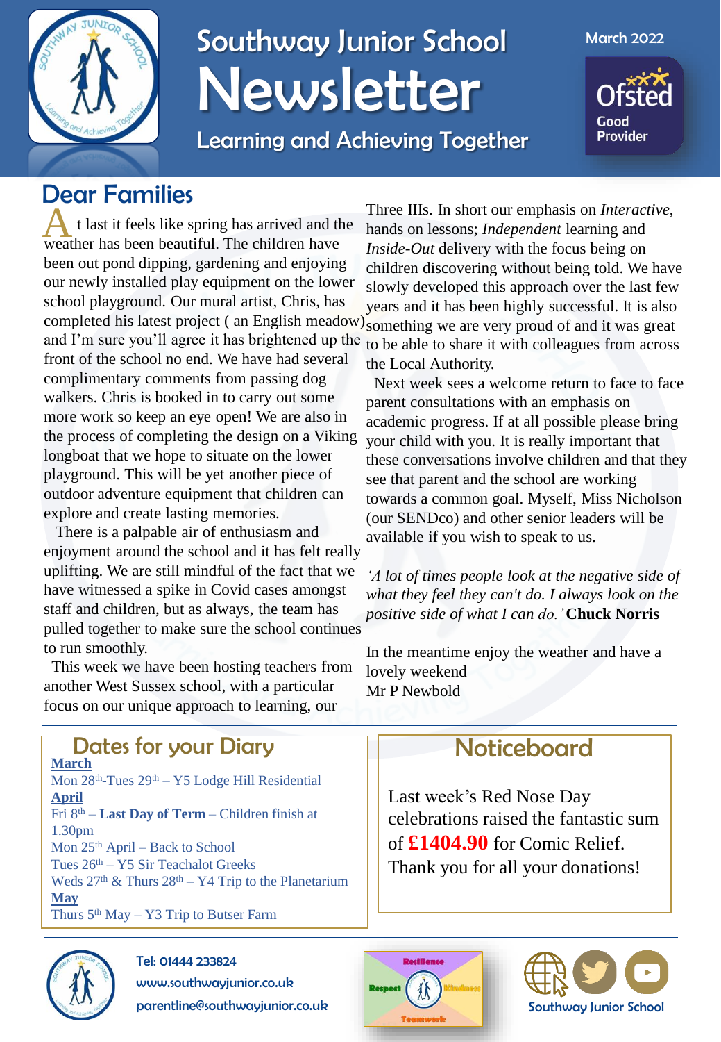# Southway Junior School Newsletter

Learning and Achieving Together

March 2022

Ofsted Good Provider

## Dear Families

At last it feels like spring has arrived and the weather has been beautiful. The children have been out pond dipping, gardening and enjoying our newly installed play equipment on the lower school playground. Our mural artist, Chris, has completed his latest project ( an English meadow) and I'm sure you'll agree it has brightened up the front of the school no end. We have had several complimentary comments from passing dog walkers. Chris is booked in to carry out some more work so keep an eye open! We are also in the process of completing the design on a Viking longboat that we hope to situate on the lower playground. This will be yet another piece of outdoor adventure equipment that children can explore and create lasting memories.

There is a palpable air of enthusiasm and enjoyment around the school and it has felt really uplifting. We are still mindful of the fact that we have witnessed a spike in Covid cases amongst staff and children, but as always, the team has pulled together to make sure the school continues to run smoothly.

This week we have been hosting teachers from another West Sussex school, with a particular focus on our unique approach to learning, our Three IIIs. In short our emphasis on *Interactive*, hands on lessons; *Independent* learning and *Inside-Out* delivery with the focus being on children discovering without being told. We have slowly developed this approach over the last few years and it has been highly successful. It is also something we are very proud of and it was great to be able to share it with colleagues from across the Local Authority.

Next week sees a welcome return to face to face parent consultations with an emphasis on academic progress. If at all possible please bring your child with you. It is really important that these conversations involve children and that they see that parent and the school are working towards a common goal. Myself, Miss Nicholson (our SENDco) and other senior leaders will be available if you wish to speak to us.

*'A lot of times people look at the negative side of what they feel they can't do. I always look on the positive side of what I can do.'* **Chuck Norris**

In the meantime enjoy the weather and have a lovely weekend

Mr P Newbold

## Dates for your Diary

**March**

Mon 28th-Tues 29th – Y5 Lodge Hill Residential

**April**

Fri 8th – **Last Day of Term** – Children finish at 1.30pm

Mon 25th April – Back to School

Tues 26th – Y5 Sir Teachalot Greeks

Weds 27th & Thurs 28th – Y4 Trip to the Planetarium

**May**

Thurs 5th May – Y3 Trip to Butser Farm

## Noticeboard

Last week's Red Nose Day celebrations raised the fantastic sum of **£1404.90** for Comic Relief. Thank you for all your donations!

Tel: 01444 233824

www.southwayjunior.co.uk

parentline@southwayjunior.co.uk

Resilience Respect Kindness Teamwork

Southway Junior School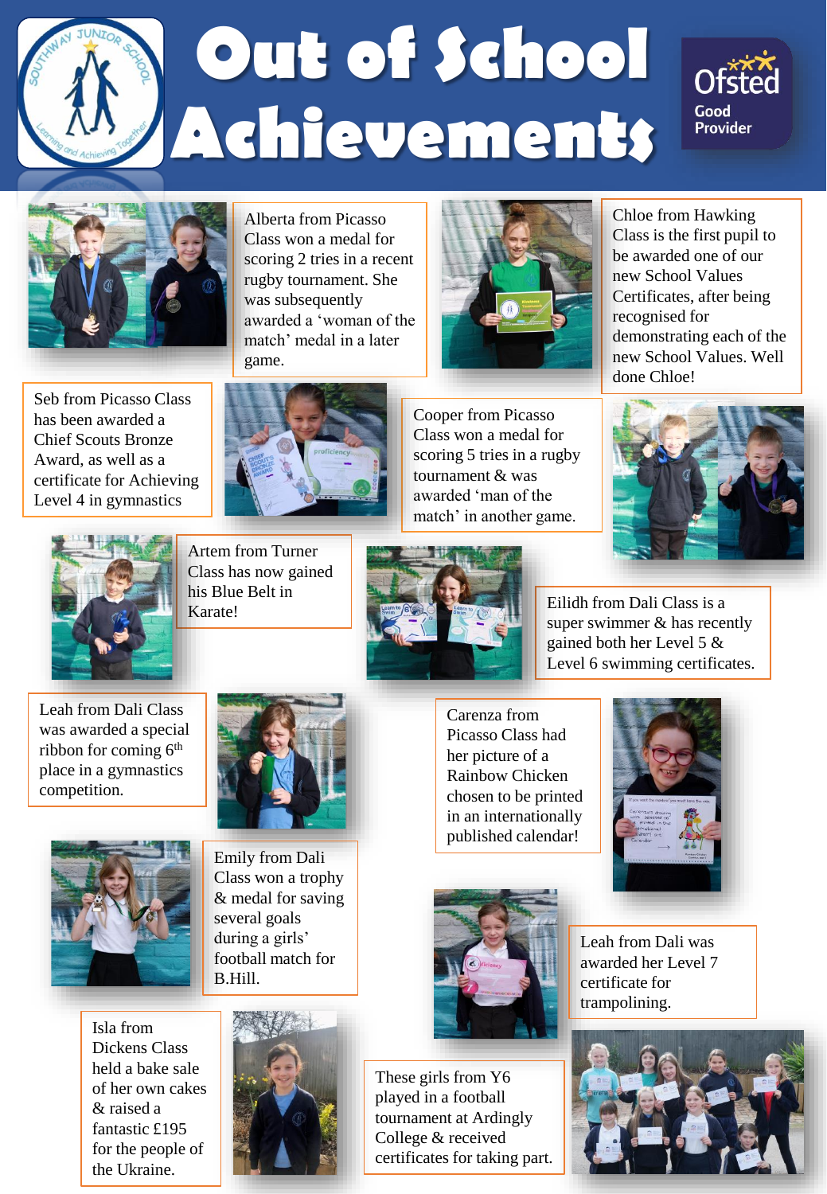# Out of School Achievements

Ofsted Good Provider

Alberta from Picasso Class won a medal for scoring 2 tries in a recent rugby tournament. She was subsequently awarded a 'woman of the match' medal in a later game.

Chloe from Hawking Class is the first pupil to be awarded one of our new School Values Certificates, after being recognised for demonstrating each of the new School Values. Well done Chloe!

Seb from Picasso Class has been awarded a Chief Scouts Bronze Award, as well as a certificate for Achieving Level 4 in gymnastics

Cooper from Picasso Class won a medal for scoring 5 tries in a rugby tournament & was awarded 'man of the match' in another game.

Artem from Turner Class has now gained his Blue Belt in Karate!

Eilidh from Dali Class is a super swimmer & has recently gained both her Level 5 & Level 6 swimming certificates.

Leah from Dali Class was awarded a special ribbon for coming 6th place in a gymnastics competition.

Carenza from Picasso Class had her picture of a Rainbow Chicken chosen to be printed in an internationally published calendar!

Emily from Dali Class won a trophy & medal for saving several goals during a girls' football match for B.Hill.

Leah from Dali was awarded her Level 7 certificate for trampolining.

Isla from Dickens Class held a bake sale of her own cakes & raised a fantastic £195 for the people of the Ukraine.

These girls from Y6 played in a football tournament at Ardingly College & received certificates for taking part.